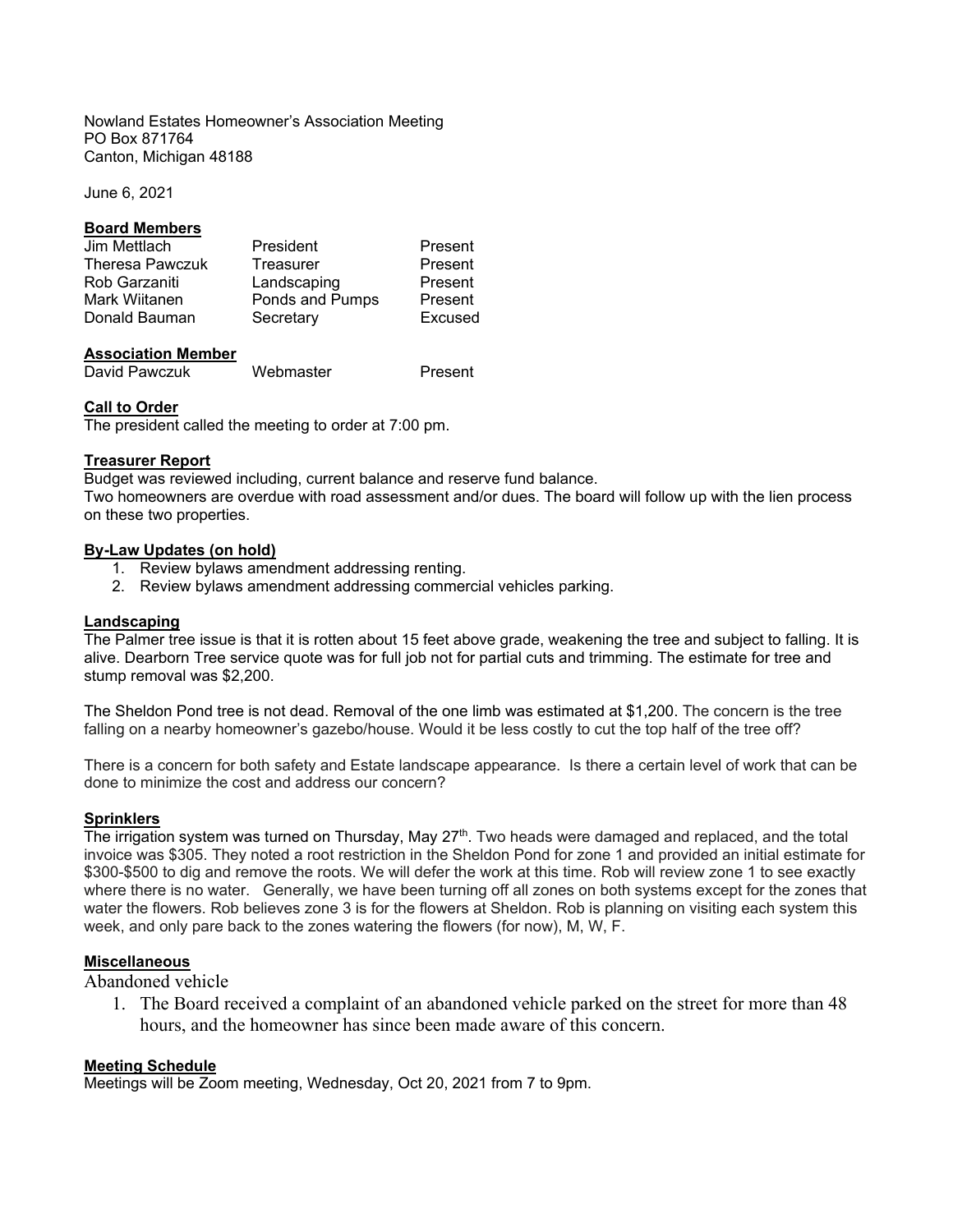Nowland Estates Homeowner's Association Meeting
PO Box 871764
Canton, Michigan 48188

June 6, 2021

**Board Members**

| | | |
|---|---|---|
| Jim Mettlach | President | Present |
| Theresa Pawczuk | Treasurer | Present |
| Rob Garzaniti | Landscaping | Present |
| Mark Wiitanen | Ponds and Pumps | Present |
| Donald Bauman | Secretary | Excused |

**Association Member**

| | | |
|---|---|---|
| David Pawczuk | Webmaster | Present |

**Call to Order**

The president called the meeting to order at 7:00 pm.

**Treasurer Report**

Budget was reviewed including, current balance and reserve fund balance.
Two homeowners are overdue with road assessment and/or dues. The board will follow up with the lien process on these two properties.

**By-Law Updates (on hold)**

1. Review bylaws amendment addressing renting.
2. Review bylaws amendment addressing commercial vehicles parking.

**Landscaping**

The Palmer tree issue is that it is rotten about 15 feet above grade, weakening the tree and subject to falling. It is alive. Dearborn Tree service quote was for full job not for partial cuts and trimming. The estimate for tree and stump removal was $2,200.

The Sheldon Pond tree is not dead. Removal of the one limb was estimated at $1,200. The concern is the tree falling on a nearby homeowner's gazebo/house. Would it be less costly to cut the top half of the tree off?

There is a concern for both safety and Estate landscape appearance. Is there a certain level of work that can be done to minimize the cost and address our concern?

**Sprinklers**

The irrigation system was turned on Thursday, May 27th. Two heads were damaged and replaced, and the total invoice was $305. They noted a root restriction in the Sheldon Pond for zone 1 and provided an initial estimate for $300-$500 to dig and remove the roots. We will defer the work at this time. Rob will review zone 1 to see exactly where there is no water. Generally, we have been turning off all zones on both systems except for the zones that water the flowers. Rob believes zone 3 is for the flowers at Sheldon. Rob is planning on visiting each system this week, and only pare back to the zones watering the flowers (for now), M, W, F.

**Miscellaneous**

Abandoned vehicle

1. The Board received a complaint of an abandoned vehicle parked on the street for more than 48 hours, and the homeowner has since been made aware of this concern.

**Meeting Schedule**

Meetings will be Zoom meeting, Wednesday, Oct 20, 2021 from 7 to 9pm.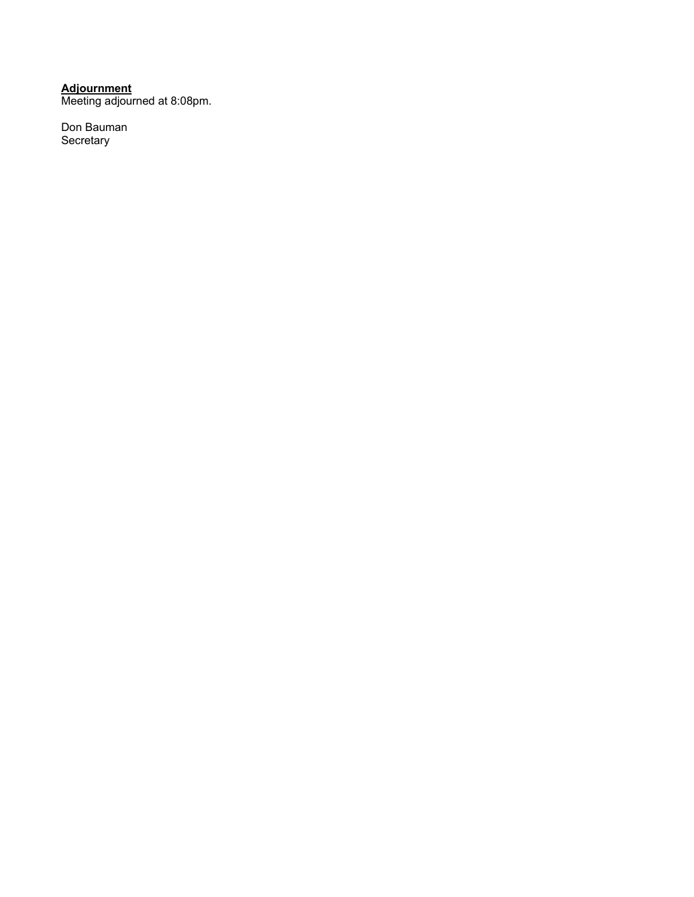**Adjournment**
Meeting adjourned at 8:08pm.

Don Bauman
Secretary